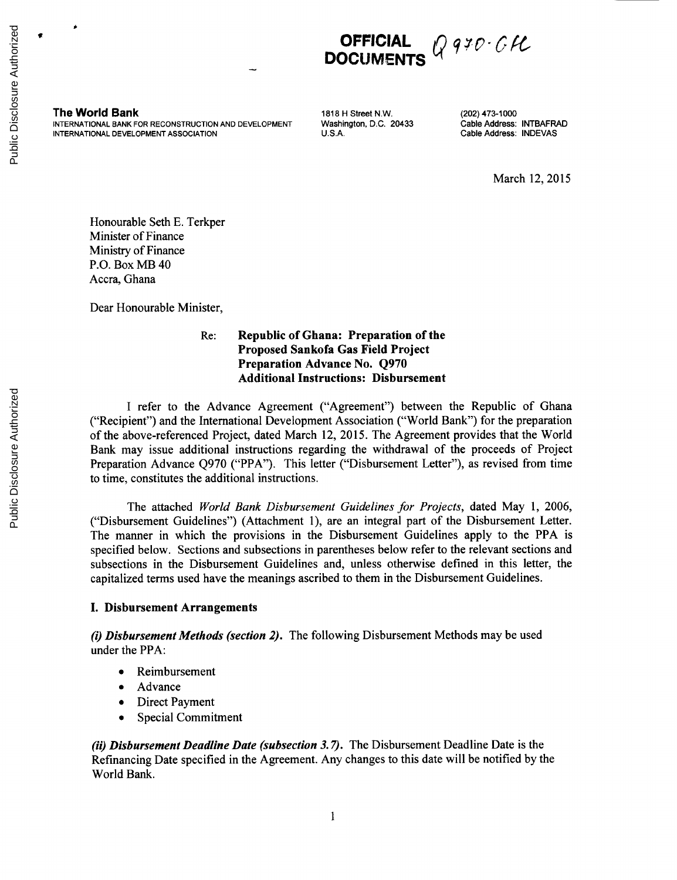**OFFICIAL DOCUMENTS** Q970-GH

**The World Bank**
INTERNATIONAL BANK FOR RECONSTRUCTION AND DEVELOPMENT
INTERNATIONAL DEVELOPMENT ASSOCIATION

1818 H Street N.W.
Washington, D.C. 20433
U.S.A.

(202) 473-1000
Cable Address: INTBAFRAD
Cable Address: INDEVAS

March 12, 2015

Honourable Seth E. Terkper
Minister of Finance
Ministry of Finance
P.O. Box MB 40
Accra, Ghana

Dear Honourable Minister,

Re: **Republic of Ghana: Preparation of the Proposed Sankofa Gas Field Project Preparation Advance No. Q970 Additional Instructions: Disbursement**

I refer to the Advance Agreement ("Agreement") between the Republic of Ghana ("Recipient") and the International Development Association ("World Bank") for the preparation of the above-referenced Project, dated March 12, 2015. The Agreement provides that the World Bank may issue additional instructions regarding the withdrawal of the proceeds of Project Preparation Advance Q970 ("PPA"). This letter ("Disbursement Letter"), as revised from time to time, constitutes the additional instructions.

The attached *World Bank Disbursement Guidelines for Projects*, dated May 1, 2006, ("Disbursement Guidelines") (Attachment 1), are an integral part of the Disbursement Letter. The manner in which the provisions in the Disbursement Guidelines apply to the PPA is specified below. Sections and subsections in parentheses below refer to the relevant sections and subsections in the Disbursement Guidelines and, unless otherwise defined in this letter, the capitalized terms used have the meanings ascribed to them in the Disbursement Guidelines.

## I. Disbursement Arrangements

***(i) Disbursement Methods (section 2).*** The following Disbursement Methods may be used under the PPA:

- Reimbursement
- Advance
- Direct Payment
- Special Commitment

***(ii) Disbursement Deadline Date (subsection 3.7).*** The Disbursement Deadline Date is the Refinancing Date specified in the Agreement. Any changes to this date will be notified by the World Bank.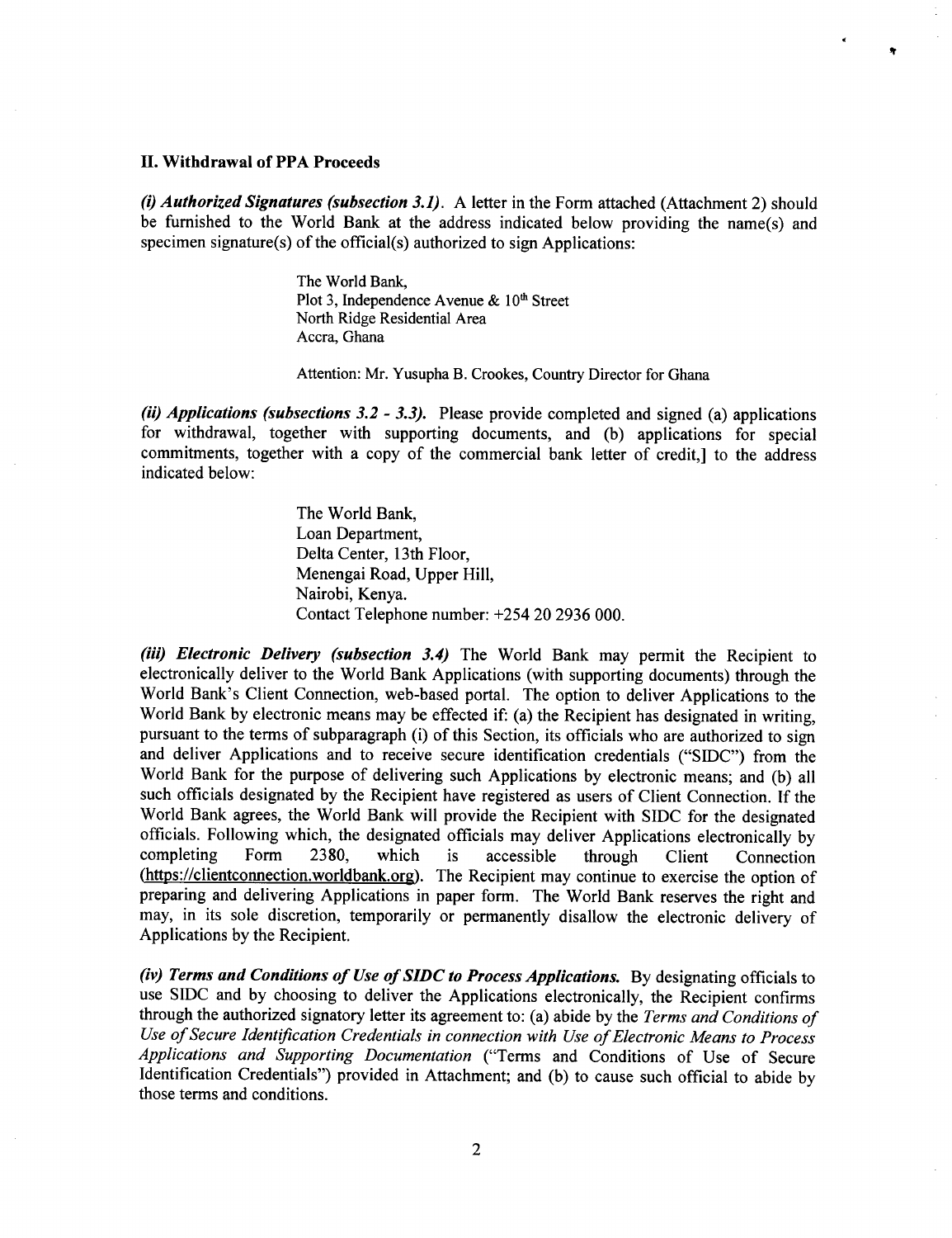## II. Withdrawal of PPA Proceeds

***(i) Authorized Signatures (subsection 3.1)***. A letter in the Form attached (Attachment 2) should be furnished to the World Bank at the address indicated below providing the name(s) and specimen signature(s) of the official(s) authorized to sign Applications:

> The World Bank,
> Plot 3, Independence Avenue & 10th Street
> North Ridge Residential Area
> Accra, Ghana
>
> Attention: Mr. Yusupha B. Crookes, Country Director for Ghana

***(ii) Applications (subsections 3.2 - 3.3).*** Please provide completed and signed (a) applications for withdrawal, together with supporting documents, and (b) applications for special commitments, together with a copy of the commercial bank letter of credit,] to the address indicated below:

> The World Bank,
> Loan Department,
> Delta Center, 13th Floor,
> Menengai Road, Upper Hill,
> Nairobi, Kenya.
> Contact Telephone number: +254 20 2936 000.

***(iii) Electronic Delivery (subsection 3.4)*** The World Bank may permit the Recipient to electronically deliver to the World Bank Applications (with supporting documents) through the World Bank's Client Connection, web-based portal. The option to deliver Applications to the World Bank by electronic means may be effected if: (a) the Recipient has designated in writing, pursuant to the terms of subparagraph (i) of this Section, its officials who are authorized to sign and deliver Applications and to receive secure identification credentials ("SIDC") from the World Bank for the purpose of delivering such Applications by electronic means; and (b) all such officials designated by the Recipient have registered as users of Client Connection. If the World Bank agrees, the World Bank will provide the Recipient with SIDC for the designated officials. Following which, the designated officials may deliver Applications electronically by completing Form 2380, which is accessible through Client Connection (https://clientconnection.worldbank.org). The Recipient may continue to exercise the option of preparing and delivering Applications in paper form. The World Bank reserves the right and may, in its sole discretion, temporarily or permanently disallow the electronic delivery of Applications by the Recipient.

***(iv) Terms and Conditions of Use of SIDC to Process Applications.*** By designating officials to use SIDC and by choosing to deliver the Applications electronically, the Recipient confirms through the authorized signatory letter its agreement to: (a) abide by the *Terms and Conditions of Use of Secure Identification Credentials in connection with Use of Electronic Means to Process Applications and Supporting Documentation* ("Terms and Conditions of Use of Secure Identification Credentials") provided in Attachment; and (b) to cause such official to abide by those terms and conditions.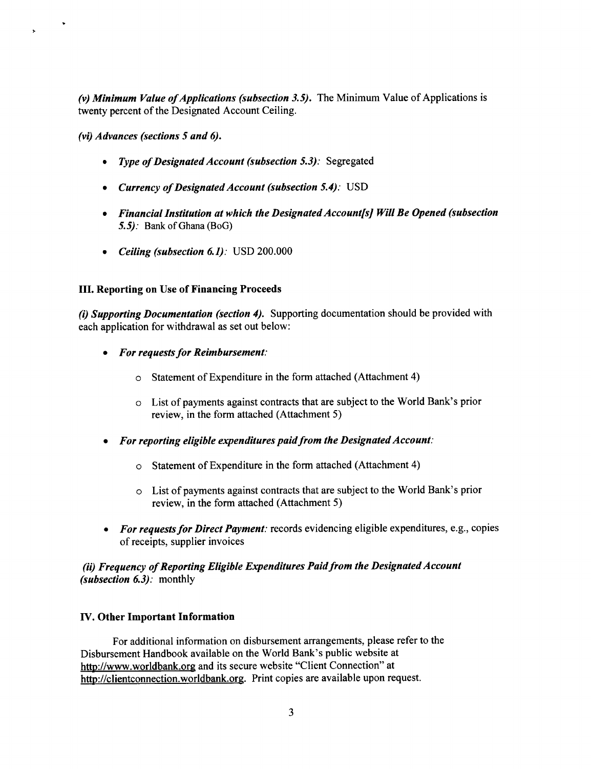*(v) Minimum Value of Applications (subsection 3.5).* The Minimum Value of Applications is twenty percent of the Designated Account Ceiling.

*(vi) Advances (sections 5 and 6).*

- *Type of Designated Account (subsection 5.3):* Segregated
- *Currency of Designated Account (subsection 5.4):* USD
- *Financial Institution at which the Designated Account[s] Will Be Opened (subsection 5.5):* Bank of Ghana (BoG)
- *Ceiling (subsection 6.1):* USD 200.000

**III. Reporting on Use of Financing Proceeds**

*(i) Supporting Documentation (section 4).* Supporting documentation should be provided with each application for withdrawal as set out below:

- *For requests for Reimbursement:*
  - Statement of Expenditure in the form attached (Attachment 4)
  - List of payments against contracts that are subject to the World Bank's prior review, in the form attached (Attachment 5)
- *For reporting eligible expenditures paid from the Designated Account:*
  - Statement of Expenditure in the form attached (Attachment 4)
  - List of payments against contracts that are subject to the World Bank's prior review, in the form attached (Attachment 5)
- *For requests for Direct Payment:* records evidencing eligible expenditures, e.g., copies of receipts, supplier invoices

*(ii) Frequency of Reporting Eligible Expenditures Paid from the Designated Account (subsection 6.3):* monthly

**IV. Other Important Information**

For additional information on disbursement arrangements, please refer to the Disbursement Handbook available on the World Bank's public website at http://www.worldbank.org and its secure website "Client Connection" at http://clientconnection.worldbank.org. Print copies are available upon request.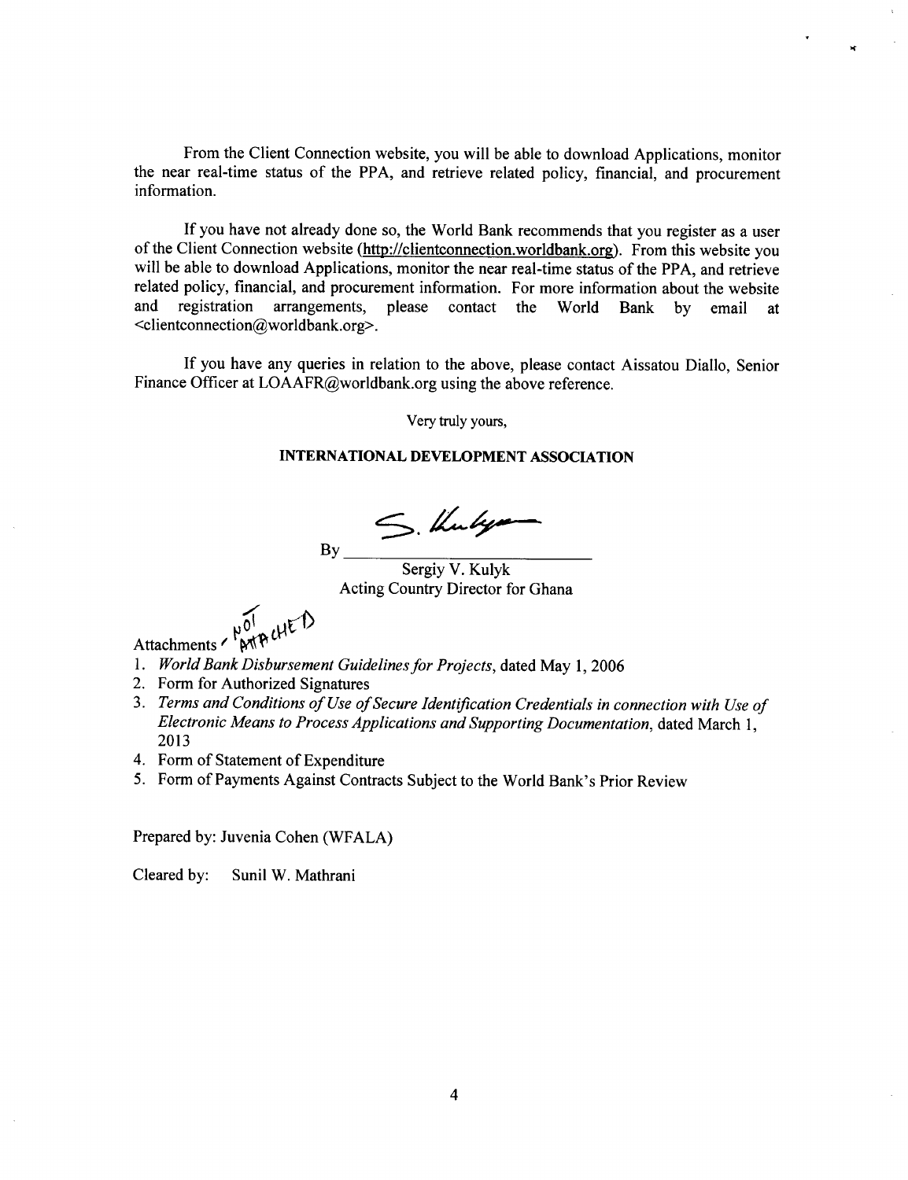From the Client Connection website, you will be able to download Applications, monitor the near real-time status of the PPA, and retrieve related policy, financial, and procurement information.

If you have not already done so, the World Bank recommends that you register as a user of the Client Connection website (http://clientconnection.worldbank.org). From this website you will be able to download Applications, monitor the near real-time status of the PPA, and retrieve related policy, financial, and procurement information. For more information about the website and registration arrangements, please contact the World Bank by email at <clientconnection@worldbank.org>.

If you have any queries in relation to the above, please contact Aissatou Diallo, Senior Finance Officer at LOAAFR@worldbank.org using the above reference.

Very truly yours,

**INTERNATIONAL DEVELOPMENT ASSOCIATION**

By S. Kulyk

Sergiy V. Kulyk
Acting Country Director for Ghana

Attachments / NOT ATTACHED

1. *World Bank Disbursement Guidelines for Projects*, dated May 1, 2006
2. Form for Authorized Signatures
3. *Terms and Conditions of Use of Secure Identification Credentials in connection with Use of Electronic Means to Process Applications and Supporting Documentation*, dated March 1, 2013
4. Form of Statement of Expenditure
5. Form of Payments Against Contracts Subject to the World Bank's Prior Review

Prepared by: Juvenia Cohen (WFALA)

Cleared by: Sunil W. Mathrani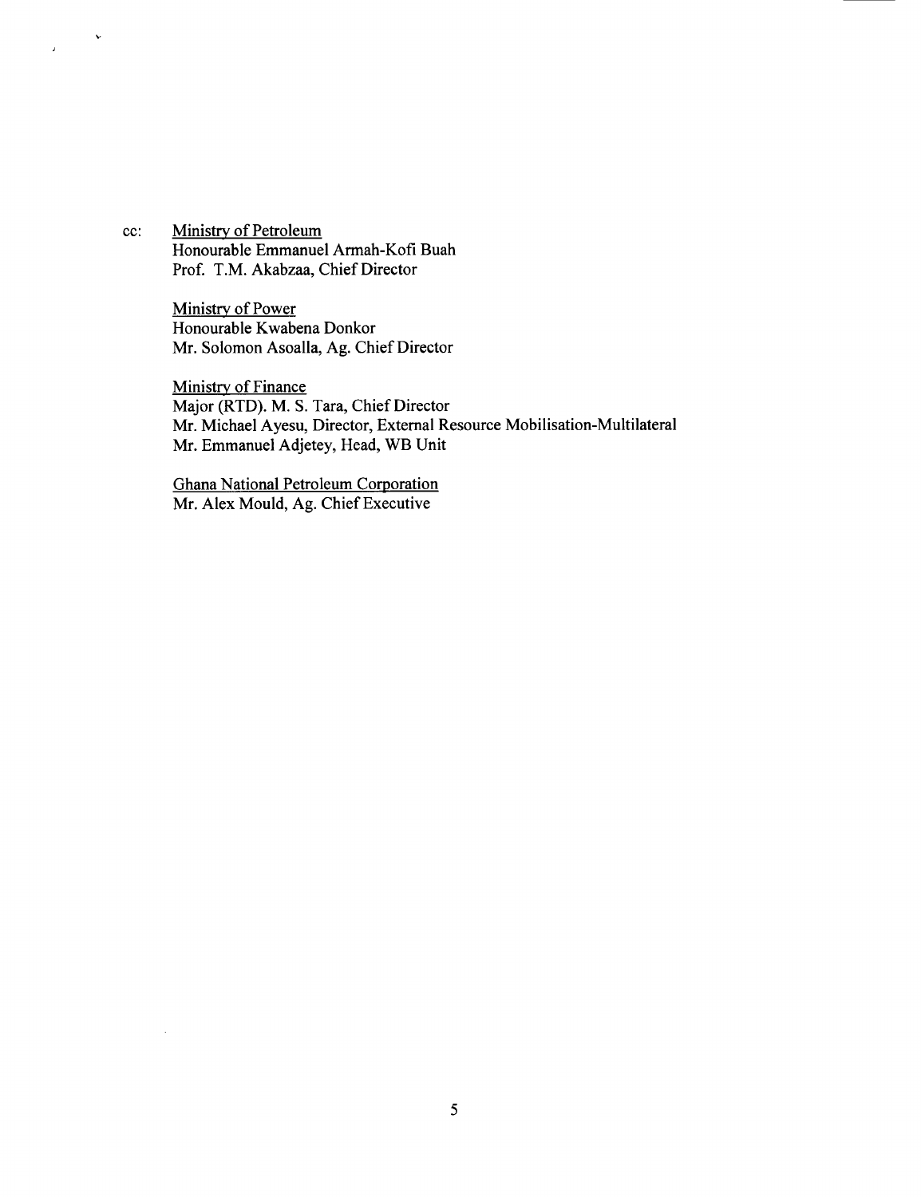cc: Ministry of Petroleum
Honourable Emmanuel Armah-Kofi Buah
Prof. T.M. Akabzaa, Chief Director

Ministry of Power
Honourable Kwabena Donkor
Mr. Solomon Asoalla, Ag. Chief Director

Ministry of Finance
Major (RTD). M. S. Tara, Chief Director
Mr. Michael Ayesu, Director, External Resource Mobilisation-Multilateral
Mr. Emmanuel Adjetey, Head, WB Unit

Ghana National Petroleum Corporation
Mr. Alex Mould, Ag. Chief Executive